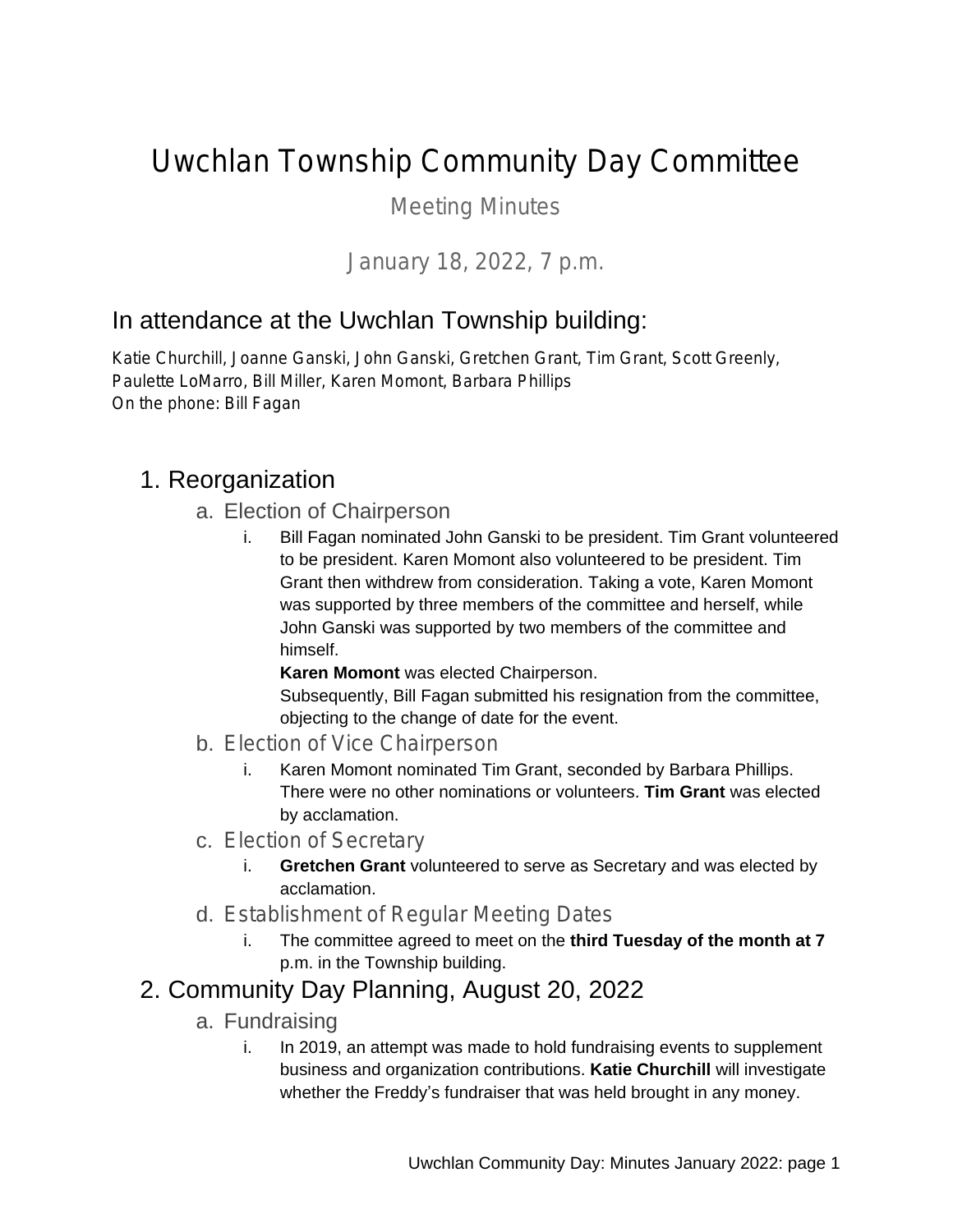# Uwchlan Township Community Day Committee

Meeting Minutes

January 18, 2022, 7 p.m.

## In attendance at the Uwchlan Township building:

Katie Churchill, Joanne Ganski, John Ganski, Gretchen Grant, Tim Grant, Scott Greenly, Paulette LoMarro, Bill Miller, Karen Momont, Barbara Phillips
On the phone: Bill Fagan

## 1. Reorganization

### a. Election of Chairperson

i. Bill Fagan nominated John Ganski to be president. Tim Grant volunteered to be president. Karen Momont also volunteered to be president. Tim Grant then withdrew from consideration. Taking a vote, Karen Momont was supported by three members of the committee and herself, while John Ganski was supported by two members of the committee and himself.
**Karen Momont** was elected Chairperson.
Subsequently, Bill Fagan submitted his resignation from the committee, objecting to the change of date for the event.

### b. Election of Vice Chairperson

i. Karen Momont nominated Tim Grant, seconded by Barbara Phillips. There were no other nominations or volunteers. **Tim Grant** was elected by acclamation.

### c. Election of Secretary

i. **Gretchen Grant** volunteered to serve as Secretary and was elected by acclamation.

### d. Establishment of Regular Meeting Dates

i. The committee agreed to meet on the **third Tuesday of the month at 7** p.m. in the Township building.

## 2. Community Day Planning, August 20, 2022

### a. Fundraising

i. In 2019, an attempt was made to hold fundraising events to supplement business and organization contributions. **Katie Churchill** will investigate whether the Freddy's fundraiser that was held brought in any money.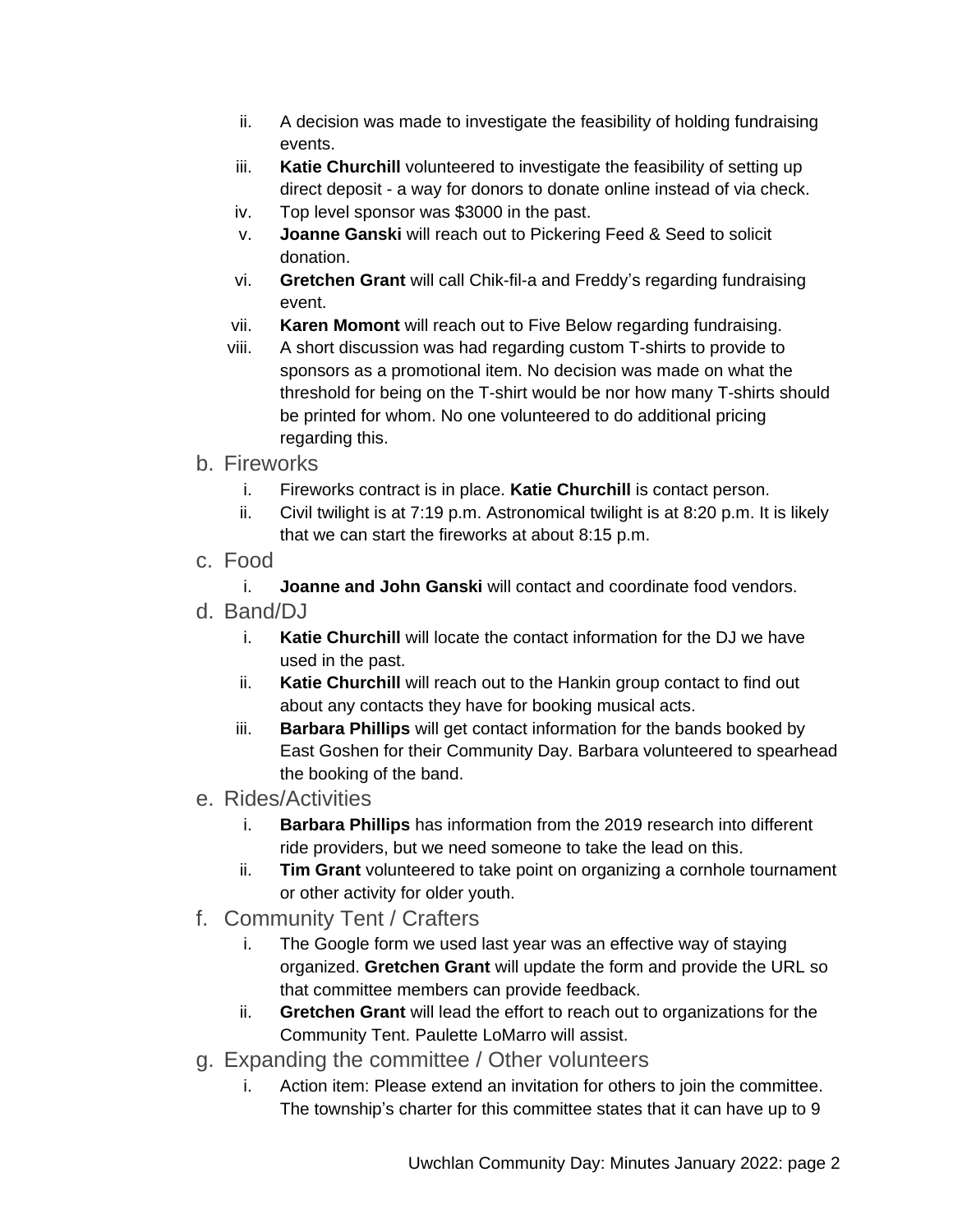ii. A decision was made to investigate the feasibility of holding fundraising events.
iii. **Katie Churchill** volunteered to investigate the feasibility of setting up direct deposit - a way for donors to donate online instead of via check.
iv. Top level sponsor was $3000 in the past.
v. **Joanne Ganski** will reach out to Pickering Feed & Seed to solicit donation.
vi. **Gretchen Grant** will call Chik-fil-a and Freddy's regarding fundraising event.
vii. **Karen Momont** will reach out to Five Below regarding fundraising.
viii. A short discussion was had regarding custom T-shirts to provide to sponsors as a promotional item. No decision was made on what the threshold for being on the T-shirt would be nor how many T-shirts should be printed for whom. No one volunteered to do additional pricing regarding this.

b. Fireworks
   i. Fireworks contract is in place. **Katie Churchill** is contact person.
   ii. Civil twilight is at 7:19 p.m. Astronomical twilight is at 8:20 p.m. It is likely that we can start the fireworks at about 8:15 p.m.

c. Food
   i. **Joanne and John Ganski** will contact and coordinate food vendors.

d. Band/DJ
   i. **Katie Churchill** will locate the contact information for the DJ we have used in the past.
   ii. **Katie Churchill** will reach out to the Hankin group contact to find out about any contacts they have for booking musical acts.
   iii. **Barbara Phillips** will get contact information for the bands booked by East Goshen for their Community Day. Barbara volunteered to spearhead the booking of the band.

e. Rides/Activities
   i. **Barbara Phillips** has information from the 2019 research into different ride providers, but we need someone to take the lead on this.
   ii. **Tim Grant** volunteered to take point on organizing a cornhole tournament or other activity for older youth.

f. Community Tent / Crafters
   i. The Google form we used last year was an effective way of staying organized. **Gretchen Grant** will update the form and provide the URL so that committee members can provide feedback.
   ii. **Gretchen Grant** will lead the effort to reach out to organizations for the Community Tent. Paulette LoMarro will assist.

g. Expanding the committee / Other volunteers
   i. Action item: Please extend an invitation for others to join the committee. The township's charter for this committee states that it can have up to 9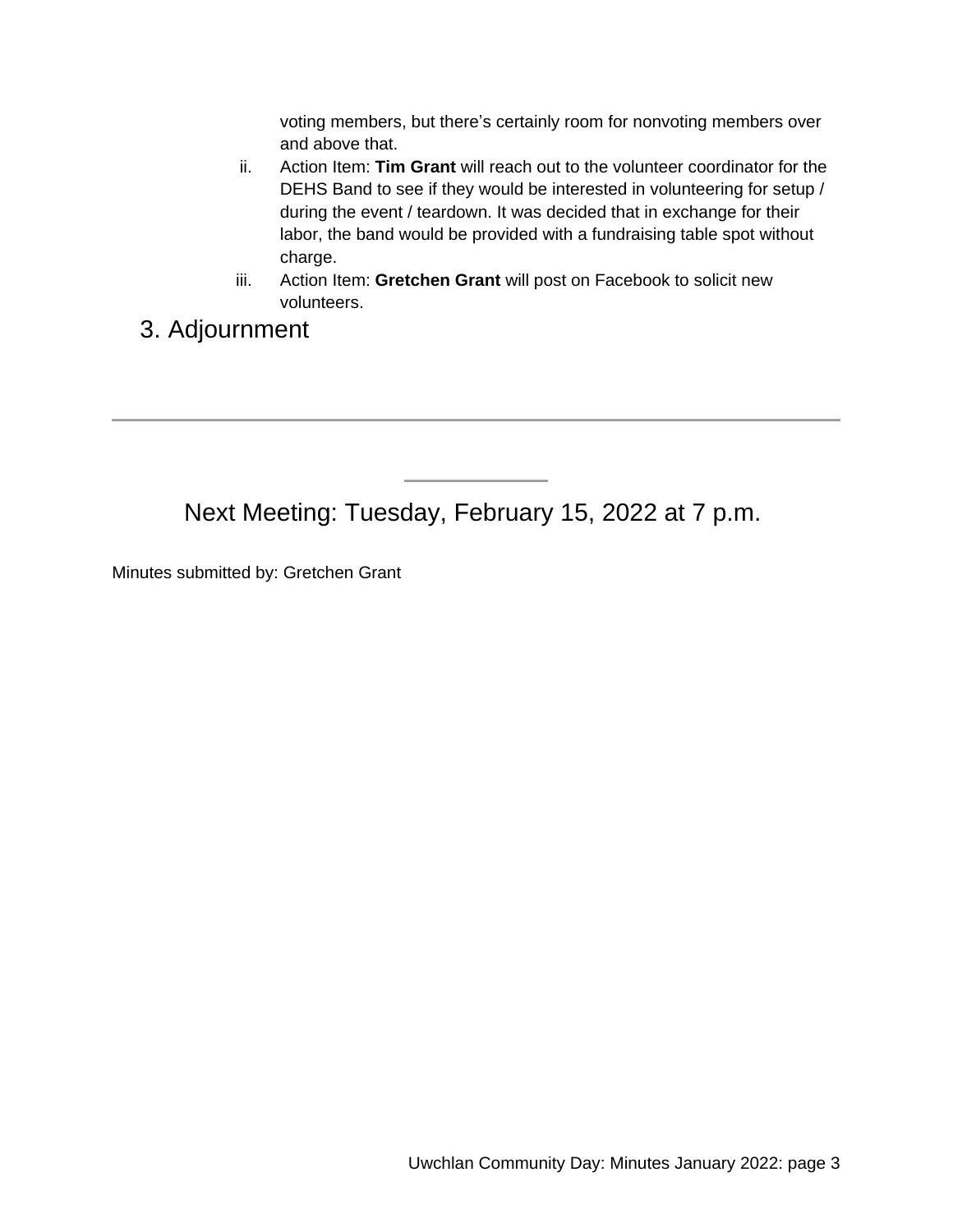voting members, but there's certainly room for nonvoting members over and above that.

ii. Action Item: **Tim Grant** will reach out to the volunteer coordinator for the DEHS Band to see if they would be interested in volunteering for setup / during the event / teardown. It was decided that in exchange for their labor, the band would be provided with a fundraising table spot without charge.

iii. Action Item: **Gretchen Grant** will post on Facebook to solicit new volunteers.

## 3. Adjournment

---

## Next Meeting: Tuesday, February 15, 2022 at 7 p.m.

Minutes submitted by: Gretchen Grant